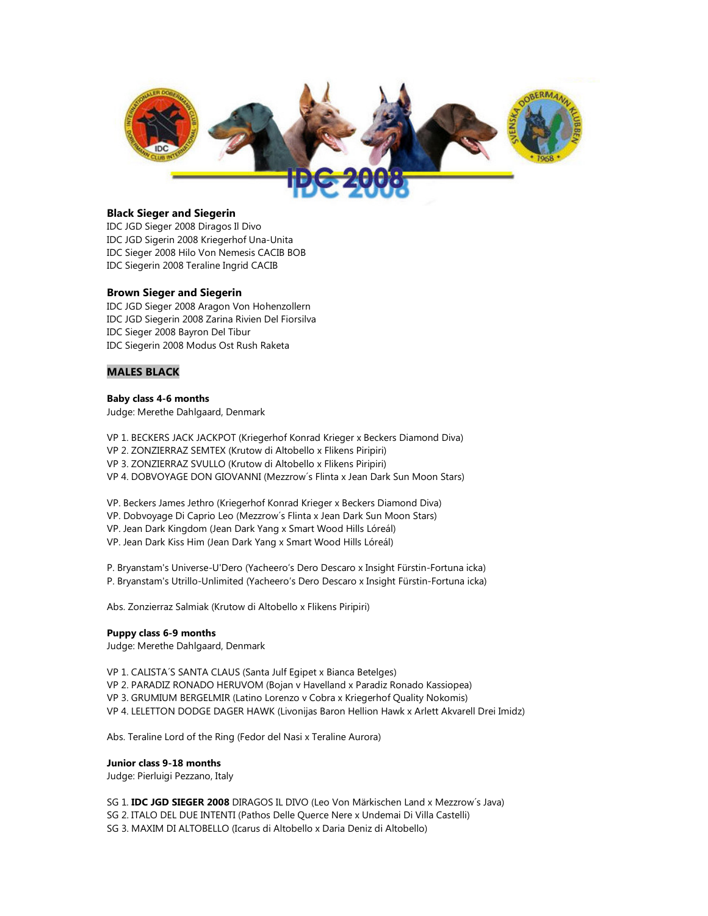## Black Sieger and Siegerin

IDC JGD Sieger 2008 Diragos Il Divo
IDC JGD Sigerin 2008 Kriegerhof Una-Unita
IDC Sieger 2008 Hilo Von Nemesis CACIB BOB
IDC Siegerin 2008 Teraline Ingrid CACIB

## Brown Sieger and Siegerin

IDC JGD Sieger 2008 Aragon Von Hohenzollern
IDC JGD Siegerin 2008 Zarina Rivien Del Fiorsilva
IDC Sieger 2008 Bayron Del Tibur
IDC Siegerin 2008 Modus Ost Rush Raketa

## MALES BLACK

### Baby class 4-6 months

Judge: Merethe Dahlgaard, Denmark

VP 1. BECKERS JACK JACKPOT (Kriegerhof Konrad Krieger x Beckers Diamond Diva)
VP 2. ZONZIERRAZ SEMTEX (Krutow di Altobello x Flikens Piripiri)
VP 3. ZONZIERRAZ SVULLO (Krutow di Altobello x Flikens Piripiri)
VP 4. DOBVOYAGE DON GIOVANNI (Mezzrow´s Flinta x Jean Dark Sun Moon Stars)

VP. Beckers James Jethro (Kriegerhof Konrad Krieger x Beckers Diamond Diva)
VP. Dobvoyage Di Caprio Leo (Mezzrow´s Flinta x Jean Dark Sun Moon Stars)
VP. Jean Dark Kingdom (Jean Dark Yang x Smart Wood Hills Lóreál)
VP. Jean Dark Kiss Him (Jean Dark Yang x Smart Wood Hills Lóreál)

P. Bryanstam's Universe-U'Dero (Yacheero's Dero Descaro x Insight Fürstin-Fortuna icka)
P. Bryanstam's Utrillo-Unlimited (Yacheero's Dero Descaro x Insight Fürstin-Fortuna icka)

Abs. Zonzierraz Salmiak (Krutow di Altobello x Flikens Piripiri)

### Puppy class 6-9 months

Judge: Merethe Dahlgaard, Denmark

VP 1. CALISTA´S SANTA CLAUS (Santa Julf Egipet x Bianca Betelges)
VP 2. PARADIZ RONADO HERUVOM (Bojan v Havelland x Paradiz Ronado Kassiopea)
VP 3. GRUMIUM BERGELMIR (Latino Lorenzo x Cobra x Kriegerhof Quality Nokomis)
VP 4. LELETTON DODGE DAGER HAWK (Livonijas Baron Hellion Hawk x Arlett Akvarell Drei Imidz)

Abs. Teraline Lord of the Ring (Fedor del Nasi x Teraline Aurora)

### Junior class 9-18 months

Judge: Pierluigi Pezzano, Italy

SG 1. **IDC JGD SIEGER 2008** DIRAGOS IL DIVO (Leo Von Märkischen Land x Mezzrow´s Java)
SG 2. ITALO DEL DUE INTENTI (Pathos Delle Querce Nere x Undemai Di Villa Castelli)
SG 3. MAXIM DI ALTOBELLO (Icarus di Altobello x Daria Deniz di Altobello)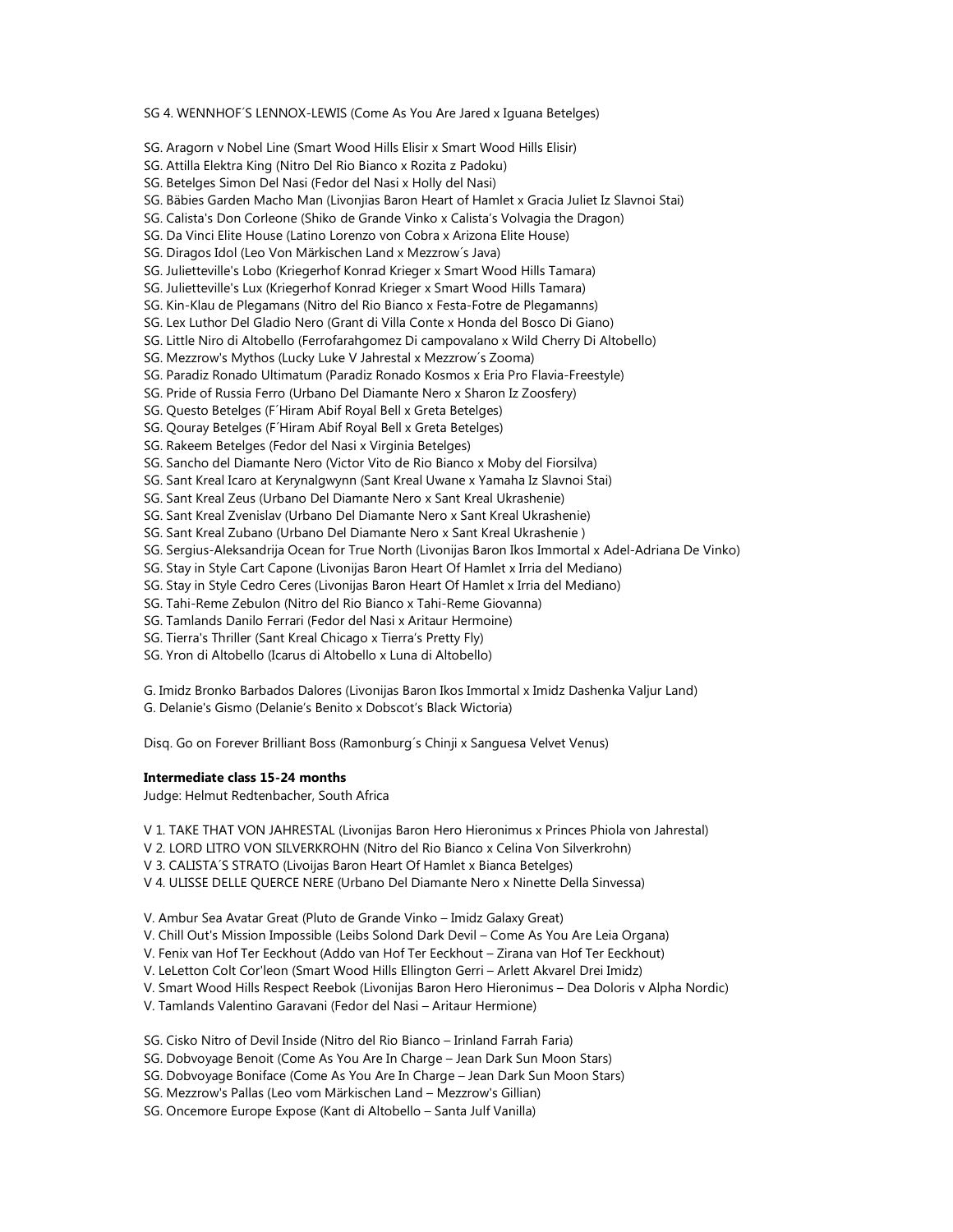SG 4. WENNHOF´S LENNOX-LEWIS (Come As You Are Jared x Iguana Betelges)

SG. Aragorn v Nobel Line (Smart Wood Hills Elisir x Smart Wood Hills Elisir)
SG. Attilla Elektra King (Nitro Del Rio Bianco x Rozita z Padoku)
SG. Betelges Simon Del Nasi (Fedor del Nasi x Holly del Nasi)
SG. Bäbies Garden Macho Man (Livonjias Baron Heart of Hamlet x Gracia Juliet Iz Slavnoi Stai)
SG. Calista's Don Corleone (Shiko de Grande Vinko x Calista's Volvagia the Dragon)
SG. Da Vinci Elite House (Latino Lorenzo von Cobra x Arizona Elite House)
SG. Diragos Idol (Leo Von Märkischen Land x Mezzrow´s Java)
SG. Julietteville's Lobo (Kriegerhof Konrad Krieger x Smart Wood Hills Tamara)
SG. Julietteville's Lux (Kriegerhof Konrad Krieger x Smart Wood Hills Tamara)
SG. Kin-Klau de Plegamans (Nitro del Rio Bianco x Festa-Fotre de Plegamanns)
SG. Lex Luthor Del Gladio Nero (Grant di Villa Conte x Honda del Bosco Di Giano)
SG. Little Niro di Altobello (Ferrofarahgomez Di campovalano x Wild Cherry Di Altobello)
SG. Mezzrow's Mythos (Lucky Luke V Jahrestal x Mezzrow´s Zooma)
SG. Paradiz Ronado Ultimatum (Paradiz Ronado Kosmos x Eria Pro Flavia-Freestyle)
SG. Pride of Russia Ferro (Urbano Del Diamante Nero x Sharon Iz Zoosfery)
SG. Questo Betelges (F´Hiram Abif Royal Bell x Greta Betelges)
SG. Qouray Betelges (F´Hiram Abif Royal Bell x Greta Betelges)
SG. Rakeem Betelges (Fedor del Nasi x Virginia Betelges)
SG. Sancho del Diamante Nero (Victor Vito de Rio Bianco x Moby del Fiorsilva)
SG. Sant Kreal Icaro at Kerynalgwynn (Sant Kreal Uwane x Yamaha Iz Slavnoi Stai)
SG. Sant Kreal Zeus (Urbano Del Diamante Nero x Sant Kreal Ukrashenie)
SG. Sant Kreal Zvenislav (Urbano Del Diamante Nero x Sant Kreal Ukrashenie)
SG. Sant Kreal Zubano (Urbano Del Diamante Nero x Sant Kreal Ukrashenie )
SG. Sergius-Aleksandrija Ocean for True North (Livonijas Baron Ikos Immortal x Adel-Adriana De Vinko)
SG. Stay in Style Cart Capone (Livonijas Baron Heart Of Hamlet x Irria del Mediano)
SG. Stay in Style Cedro Ceres (Livonijas Baron Heart Of Hamlet x Irria del Mediano)
SG. Tahi-Reme Zebulon (Nitro del Rio Bianco x Tahi-Reme Giovanna)
SG. Tamlands Danilo Ferrari (Fedor del Nasi x Aritaur Hermoine)
SG. Tierra's Thriller (Sant Kreal Chicago x Tierra's Pretty Fly)
SG. Yron di Altobello (Icarus di Altobello x Luna di Altobello)

G. Imidz Bronko Barbados Dalores (Livonijas Baron Ikos Immortal x Imidz Dashenka Valjur Land)
G. Delanie's Gismo (Delanie's Benito x Dobscot's Black Wictoria)

Disq. Go on Forever Brilliant Boss (Ramonburg´s Chinji x Sanguesa Velvet Venus)

**Intermediate class 15-24 months**
Judge: Helmut Redtenbacher, South Africa

V 1. TAKE THAT VON JAHRESTAL (Livonijas Baron Hero Hieronimus x Princes Phiola von Jahrestal)
V 2. LORD LITRO VON SILVERKROHN (Nitro del Rio Bianco x Celina Von Silverkrohn)
V 3. CALISTA´S STRATO (Livoijas Baron Heart Of Hamlet x Bianca Betelges)
V 4. ULISSE DELLE QUERCE NERE (Urbano Del Diamante Nero x Ninette Della Sinvessa)

V. Ambur Sea Avatar Great (Pluto de Grande Vinko – Imidz Galaxy Great)
V. Chill Out's Mission Impossible (Leibs Solond Dark Devil – Come As You Are Leia Organa)
V. Fenix van Hof Ter Eeckhout (Addo van Hof Ter Eeckhout – Zirana van Hof Ter Eeckhout)
V. LeLetton Colt Cor'leon (Smart Wood Hills Ellington Gerri – Arlett Akvarel Drei Imidz)
V. Smart Wood Hills Respect Reebok (Livonijas Baron Hero Hieronimus – Dea Doloris v Alpha Nordic)
V. Tamlands Valentino Garavani (Fedor del Nasi – Aritaur Hermione)

SG. Cisko Nitro of Devil Inside (Nitro del Rio Bianco – Irinland Farrah Faria)
SG. Dobvoyage Benoit (Come As You Are In Charge – Jean Dark Sun Moon Stars)
SG. Dobvoyage Boniface (Come As You Are In Charge – Jean Dark Sun Moon Stars)
SG. Mezzrow's Pallas (Leo vom Märkischen Land – Mezzrow's Gillian)
SG. Oncemore Europe Expose (Kant di Altobello – Santa Julf Vanilla)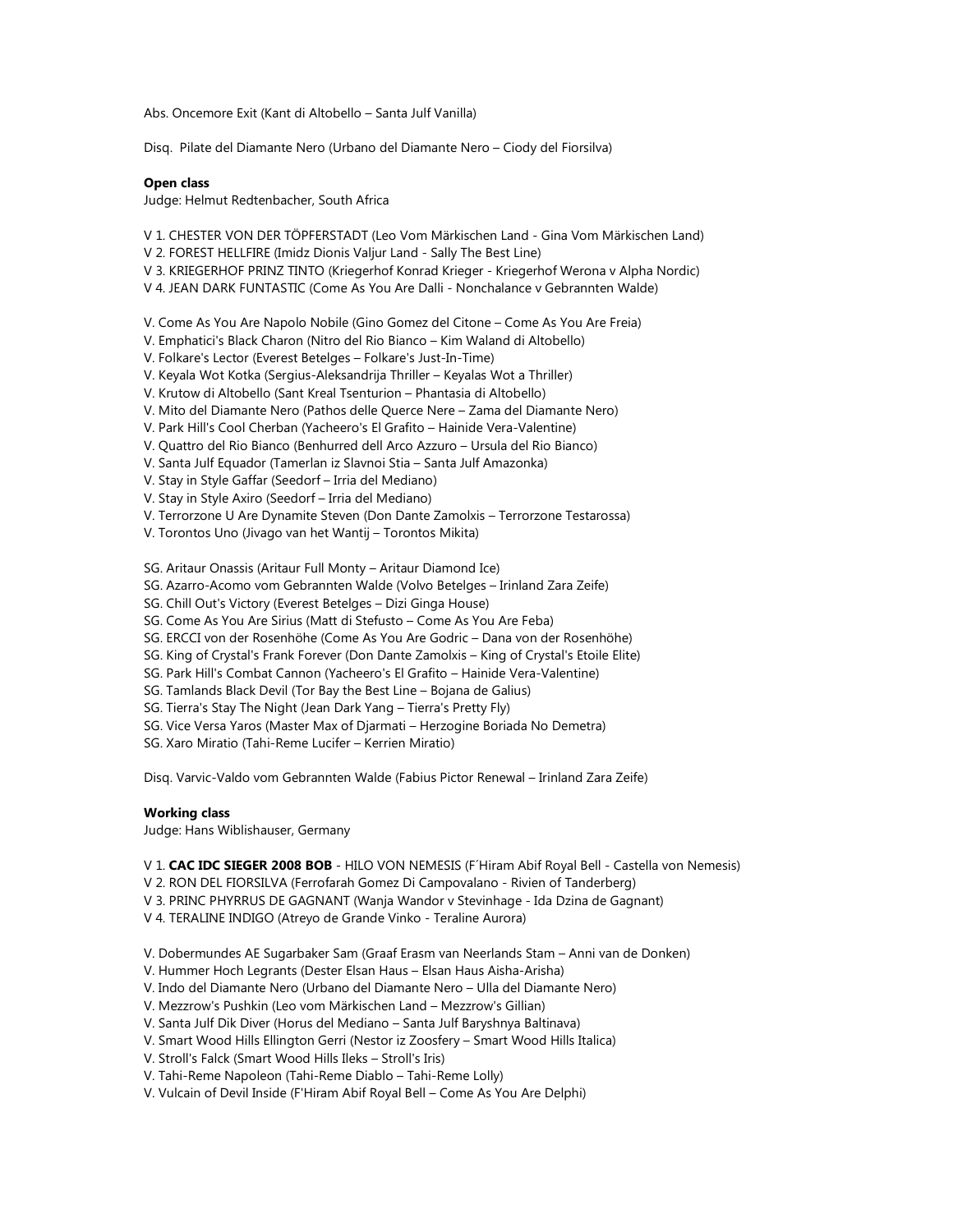Abs. Oncemore Exit (Kant di Altobello – Santa Julf Vanilla)

Disq. Pilate del Diamante Nero (Urbano del Diamante Nero – Ciody del Fiorsilva)

**Open class**
Judge: Helmut Redtenbacher, South Africa

V 1. CHESTER VON DER TÖPFERSTADT (Leo Vom Märkischen Land - Gina Vom Märkischen Land)
V 2. FOREST HELLFIRE (Imidz Dionis Valjur Land - Sally The Best Line)
V 3. KRIEGERHOF PRINZ TINTO (Kriegerhof Konrad Krieger - Kriegerhof Werona v Alpha Nordic)
V 4. JEAN DARK FUNTASTIC (Come As You Are Dalli - Nonchalance v Gebrannten Walde)

V. Come As You Are Napolo Nobile (Gino Gomez del Citone – Come As You Are Freia)
V. Emphatici's Black Charon (Nitro del Rio Bianco – Kim Waland di Altobello)
V. Folkare's Lector (Everest Betelges – Folkare's Just-In-Time)
V. Keyala Wot Kotka (Sergius-Aleksandrija Thriller – Keyalas Wot a Thriller)
V. Krutow di Altobello (Sant Kreal Tsenturion – Phantasia di Altobello)
V. Mito del Diamante Nero (Pathos delle Querce Nere – Zama del Diamante Nero)
V. Park Hill's Cool Cherban (Yacheero's El Grafito – Hainide Vera-Valentine)
V. Quattro del Rio Bianco (Benhurred dell Arco Azzuro – Ursula del Rio Bianco)
V. Santa Julf Equador (Tamerlan iz Slavnoi Stia – Santa Julf Amazonka)
V. Stay in Style Gaffar (Seedorf – Irria del Mediano)
V. Stay in Style Axiro (Seedorf – Irria del Mediano)
V. Terrorzone U Are Dynamite Steven (Don Dante Zamolxis – Terrorzone Testarossa)
V. Torontos Uno (Jivago van het Wantij – Torontos Mikita)

SG. Aritaur Onassis (Aritaur Full Monty – Aritaur Diamond Ice)
SG. Azarro-Acomo vom Gebrannten Walde (Volvo Betelges – Irinland Zara Zeife)
SG. Chill Out's Victory (Everest Betelges – Dizi Ginga House)
SG. Come As You Are Sirius (Matt di Stefusto – Come As You Are Feba)
SG. ERCCI von der Rosenhöhe (Come As You Are Godric – Dana von der Rosenhöhe)
SG. King of Crystal's Frank Forever (Don Dante Zamolxis – King of Crystal's Etoile Elite)
SG. Park Hill's Combat Cannon (Yacheero's El Grafito – Hainide Vera-Valentine)
SG. Tamlands Black Devil (Tor Bay the Best Line – Bojana de Galius)
SG. Tierra's Stay The Night (Jean Dark Yang – Tierra's Pretty Fly)
SG. Vice Versa Yaros (Master Max of Djarmati – Herzogine Boriada No Demetra)
SG. Xaro Miratio (Tahi-Reme Lucifer – Kerrien Miratio)

Disq. Varvic-Valdo vom Gebrannten Walde (Fabius Pictor Renewal – Irinland Zara Zeife)

**Working class**
Judge: Hans Wiblishauser, Germany

V 1. **CAC IDC SIEGER 2008 BOB** - HILO VON NEMESIS (F´Hiram Abif Royal Bell - Castella von Nemesis)
V 2. RON DEL FIORSILVA (Ferrofarah Gomez Di Campovalano - Rivien of Tanderberg)
V 3. PRINC PHYRRUS DE GAGNANT (Wanja Wandor v Stevinhage - Ida Dzina de Gagnant)
V 4. TERALINE INDIGO (Atreyo de Grande Vinko - Teraline Aurora)

V. Dobermundes AE Sugarbaker Sam (Graaf Erasm van Neerlands Stam – Anni van de Donken)
V. Hummer Hoch Legrants (Dester Elsan Haus – Elsan Haus Aisha-Arisha)
V. Indo del Diamante Nero (Urbano del Diamante Nero – Ulla del Diamante Nero)
V. Mezzrow's Pushkin (Leo vom Märkischen Land – Mezzrow's Gillian)
V. Santa Julf Dik Diver (Horus del Mediano – Santa Julf Baryshnya Baltinava)
V. Smart Wood Hills Ellington Gerri (Nestor iz Zoosfery – Smart Wood Hills Italica)
V. Stroll's Falck (Smart Wood Hills Ileks – Stroll's Iris)
V. Tahi-Reme Napoleon (Tahi-Reme Diablo – Tahi-Reme Lolly)
V. Vulcain of Devil Inside (F'Hiram Abif Royal Bell – Come As You Are Delphi)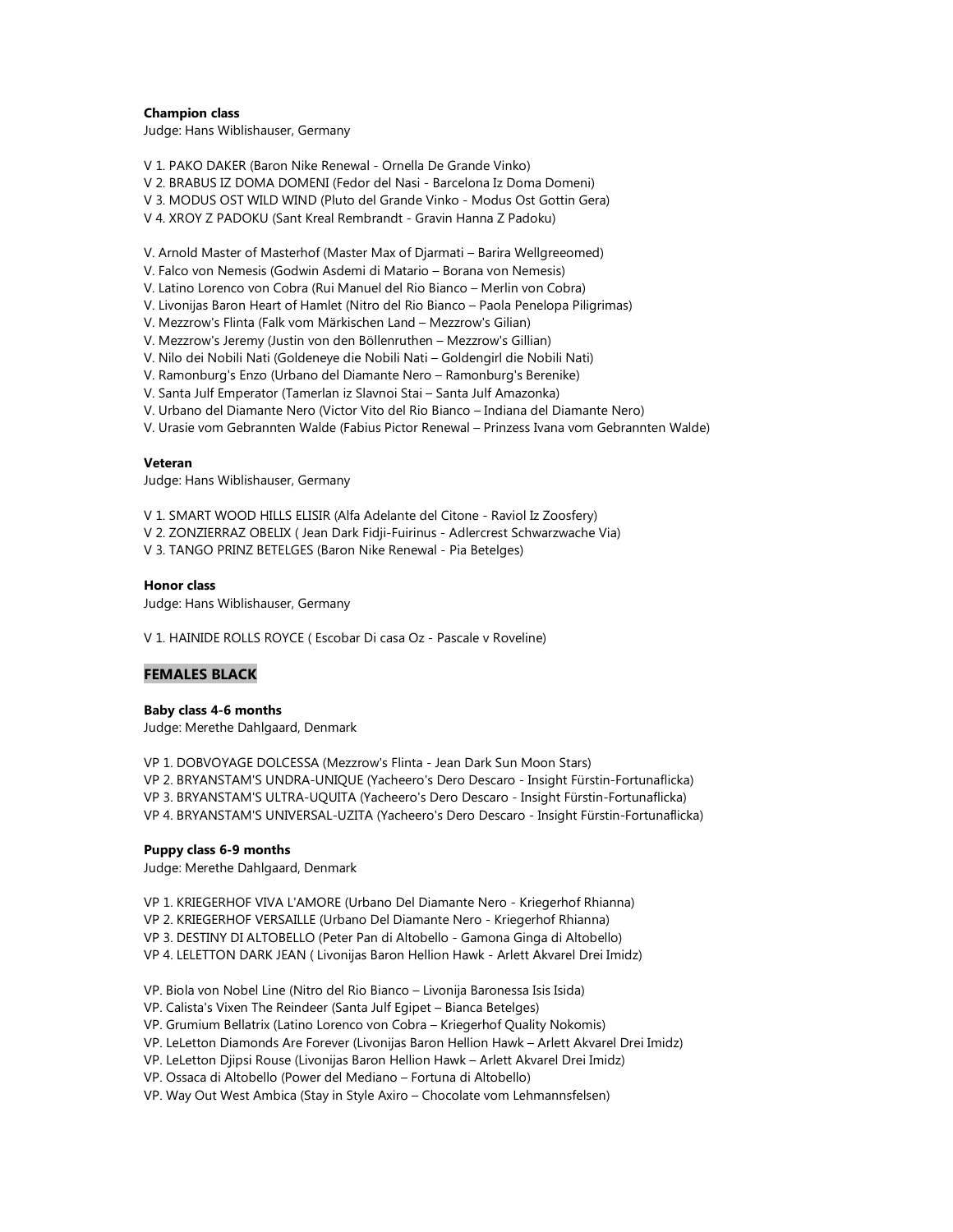**Champion class**
Judge: Hans Wiblishauser, Germany

V 1. PAKO DAKER (Baron Nike Renewal - Ornella De Grande Vinko)
V 2. BRABUS IZ DOMA DOMENI (Fedor del Nasi - Barcelona Iz Doma Domeni)
V 3. MODUS OST WILD WIND (Pluto del Grande Vinko - Modus Ost Gottin Gera)
V 4. XROY Z PADOKU (Sant Kreal Rembrandt - Gravin Hanna Z Padoku)

V. Arnold Master of Masterhof (Master Max of Djarmati – Barira Wellgreeomed)
V. Falco von Nemesis (Godwin Asdemi di Matario – Borana von Nemesis)
V. Latino Lorenco von Cobra (Rui Manuel del Rio Bianco – Merlin von Cobra)
V. Livonijas Baron Heart of Hamlet (Nitro del Rio Bianco – Paola Penelopa Piligrimas)
V. Mezzrow's Flinta (Falk vom Märkischen Land – Mezzrow's Gilian)
V. Mezzrow's Jeremy (Justin von den Böllenruthen – Mezzrow's Gillian)
V. Nilo dei Nobili Nati (Goldeneye die Nobili Nati – Goldengirl die Nobili Nati)
V. Ramonburg's Enzo (Urbano del Diamante Nero – Ramonburg's Berenike)
V. Santa Julf Emperator (Tamerlan iz Slavnoi Stai – Santa Julf Amazonka)
V. Urbano del Diamante Nero (Victor Vito del Rio Bianco – Indiana del Diamante Nero)
V. Urasie vom Gebrannten Walde (Fabius Pictor Renewal – Prinzess Ivana vom Gebrannten Walde)

**Veteran**
Judge: Hans Wiblishauser, Germany

V 1. SMART WOOD HILLS ELISIR (Alfa Adelante del Citone - Raviol Iz Zoosfery)
V 2. ZONZIERRAZ OBELIX ( Jean Dark Fidji-Fuirinus - Adlercrest Schwarzwache Via)
V 3. TANGO PRINZ BETELGES (Baron Nike Renewal - Pia Betelges)

**Honor class**
Judge: Hans Wiblishauser, Germany

V 1. HAINIDE ROLLS ROYCE ( Escobar Di casa Oz - Pascale v Roveline)

## FEMALES BLACK

**Baby class 4-6 months**
Judge: Merethe Dahlgaard, Denmark

VP 1. DOBVOYAGE DOLCESSA (Mezzrow's Flinta - Jean Dark Sun Moon Stars)
VP 2. BRYANSTAM'S UNDRA-UNIQUE (Yacheero's Dero Descaro - Insight Fürstin-Fortunaflicka)
VP 3. BRYANSTAM'S ULTRA-UQUITA (Yacheero's Dero Descaro - Insight Fürstin-Fortunaflicka)
VP 4. BRYANSTAM'S UNIVERSAL-UZITA (Yacheero's Dero Descaro - Insight Fürstin-Fortunaflicka)

**Puppy class 6-9 months**
Judge: Merethe Dahlgaard, Denmark

VP 1. KRIEGERHOF VIVA L'AMORE (Urbano Del Diamante Nero - Kriegerhof Rhianna)
VP 2. KRIEGERHOF VERSAILLE (Urbano Del Diamante Nero - Kriegerhof Rhianna)
VP 3. DESTINY DI ALTOBELLO (Peter Pan di Altobello - Gamona Ginga di Altobello)
VP 4. LELETTON DARK JEAN ( Livonijas Baron Hellion Hawk - Arlett Akvarel Drei Imidz)

VP. Biola von Nobel Line (Nitro del Rio Bianco – Livonija Baronessa Isis Isida)
VP. Calista's Vixen The Reindeer (Santa Julf Egipet – Bianca Betelges)
VP. Grumium Bellatrix (Latino Lorenco von Cobra – Kriegerhof Quality Nokomis)
VP. LeLetton Diamonds Are Forever (Livonijas Baron Hellion Hawk – Arlett Akvarel Drei Imidz)
VP. LeLetton Djipsi Rouse (Livonijas Baron Hellion Hawk – Arlett Akvarel Drei Imidz)
VP. Ossaca di Altobello (Power del Mediano – Fortuna di Altobello)
VP. Way Out West Ambica (Stay in Style Axiro – Chocolate vom Lehmannsfelsen)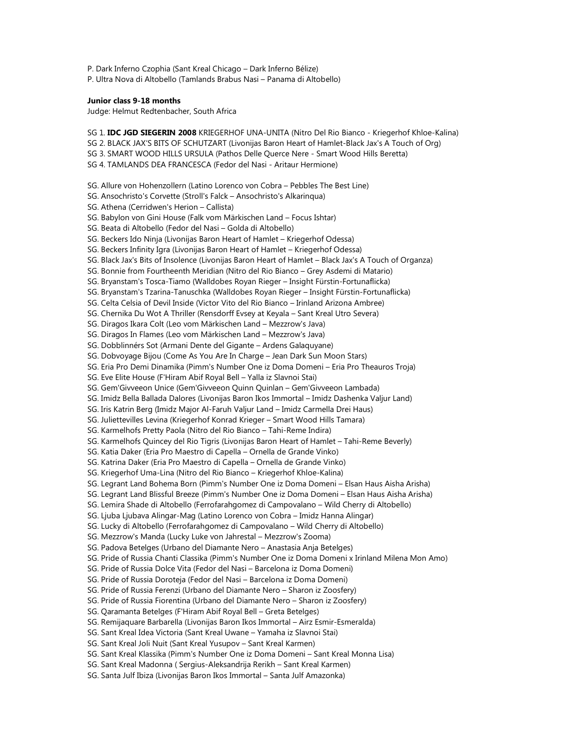P. Dark Inferno Czophia (Sant Kreal Chicago – Dark Inferno Bélize)
P. Ultra Nova di Altobello (Tamlands Brabus Nasi – Panama di Altobello)

**Junior class 9-18 months**
Judge: Helmut Redtenbacher, South Africa

SG 1. **IDC JGD SIEGERIN 2008** KRIEGERHOF UNA-UNITA (Nitro Del Rio Bianco - Kriegerhof Khloe-Kalina)
SG 2. BLACK JAX'S BITS OF SCHUTZART (Livonijas Baron Heart of Hamlet-Black Jax's A Touch of Org)
SG 3. SMART WOOD HILLS URSULA (Pathos Delle Querce Nere - Smart Wood Hills Beretta)
SG 4. TAMLANDS DEA FRANCESCA (Fedor del Nasi - Aritaur Hermione)

SG. Allure von Hohenzollern (Latino Lorenco von Cobra – Pebbles The Best Line)
SG. Ansochristo's Corvette (Stroll's Falck – Ansochristo's Alkarinqua)
SG. Athena (Cerridwen's Herion – Callista)
SG. Babylon von Gini House (Falk vom Märkischen Land – Focus Ishtar)
SG. Beata di Altobello (Fedor del Nasi – Golda di Altobello)
SG. Beckers Ido Ninja (Livonijas Baron Heart of Hamlet – Kriegerhof Odessa)
SG. Beckers Infinity Igra (Livonijas Baron Heart of Hamlet – Kriegerhof Odessa)
SG. Black Jax's Bits of Insolence (Livonijas Baron Heart of Hamlet – Black Jax's A Touch of Organza)
SG. Bonnie from Fourtheenth Meridian (Nitro del Rio Bianco – Grey Asdemi di Matario)
SG. Bryanstam's Tosca-Tiamo (Walldobes Royan Rieger – Insight Fürstin-Fortunaflicka)
SG. Bryanstam's Tzarina-Tanuschka (Walldobes Royan Rieger – Insight Fürstin-Fortunaflicka)
SG. Celta Celsia of Devil Inside (Victor Vito del Rio Bianco – Irinland Arizona Ambree)
SG. Chernika Du Wot A Thriller (Rensdorff Evsey at Keyala – Sant Kreal Utro Severa)
SG. Diragos Ikara Colt (Leo vom Märkischen Land – Mezzrow's Java)
SG. Diragos In Flames (Leo vom Märkischen Land – Mezzrow's Java)
SG. Dobblinnérs Sot (Armani Dente del Gigante – Ardens Galaquyane)
SG. Dobvoyage Bijou (Come As You Are In Charge – Jean Dark Sun Moon Stars)
SG. Eria Pro Demi Dinamika (Pimm's Number One iz Doma Domeni – Eria Pro Theauros Troja)
SG. Eve Elite House (F'Hiram Abif Royal Bell – Yalla iz Slavnoi Stai)
SG. Gem'Givveeon Unice (Gem'Givveeon Quinn Quinlan – Gem'Givveeon Lambada)
SG. Imidz Bella Ballada Dalores (Livonijas Baron Ikos Immortal – Imidz Dashenka Valjur Land)
SG. Iris Katrin Berg (Imidz Major Al-Faruh Valjur Land – Imidz Carmella Drei Haus)
SG. Juliettevilles Levina (Kriegerhof Konrad Krieger – Smart Wood Hills Tamara)
SG. Karmelhofs Pretty Paola (Nitro del Rio Bianco – Tahi-Reme Indira)
SG. Karmelhofs Quincey del Rio Tigris (Livonijas Baron Heart of Hamlet – Tahi-Reme Beverly)
SG. Katia Daker (Eria Pro Maestro di Capella – Ornella de Grande Vinko)
SG. Katrina Daker (Eria Pro Maestro di Capella – Ornella de Grande Vinko)
SG. Kriegerhof Uma-Lina (Nitro del Rio Bianco – Kriegerhof Khloe-Kalina)
SG. Legrant Land Bohema Born (Pimm's Number One iz Doma Domeni – Elsan Haus Aisha Arisha)
SG. Legrant Land Blissful Breeze (Pimm's Number One iz Doma Domeni – Elsan Haus Aisha Arisha)
SG. Lemira Shade di Altobello (Ferrofarahgomez di Campovalano – Wild Cherry di Altobello)
SG. Ljuba Ljubava Alingar-Mag (Latino Lorenco von Cobra – Imidz Hanna Alingar)
SG. Lucky di Altobello (Ferrofarahgomez di Campovalano – Wild Cherry di Altobello)
SG. Mezzrow's Manda (Lucky Luke von Jahrestal – Mezzrow's Zooma)
SG. Padova Betelges (Urbano del Diamante Nero – Anastasia Anja Betelges)
SG. Pride of Russia Chanti Classika (Pimm's Number One iz Doma Domeni x Irinland Milena Mon Amo)
SG. Pride of Russia Dolce Vita (Fedor del Nasi – Barcelona iz Doma Domeni)
SG. Pride of Russia Doroteja (Fedor del Nasi – Barcelona iz Doma Domeni)
SG. Pride of Russia Ferenzi (Urbano del Diamante Nero – Sharon iz Zoosfery)
SG. Pride of Russia Fiorentina (Urbano del Diamante Nero – Sharon iz Zoosfery)
SG. Qaramanta Betelges (F'Hiram Abif Royal Bell – Greta Betelges)
SG. Remijaquare Barbarella (Livonijas Baron Ikos Immortal – Airz Esmir-Esmeralda)
SG. Sant Kreal Idea Victoria (Sant Kreal Uwane – Yamaha iz Slavnoi Stai)
SG. Sant Kreal Joli Nuit (Sant Kreal Yusupov – Sant Kreal Karmen)
SG. Sant Kreal Klassika (Pimm's Number One iz Doma Domeni – Sant Kreal Monna Lisa)
SG. Sant Kreal Madonna ( Sergius-Aleksandrija Rerikh – Sant Kreal Karmen)
SG. Santa Julf Ibiza (Livonijas Baron Ikos Immortal – Santa Julf Amazonka)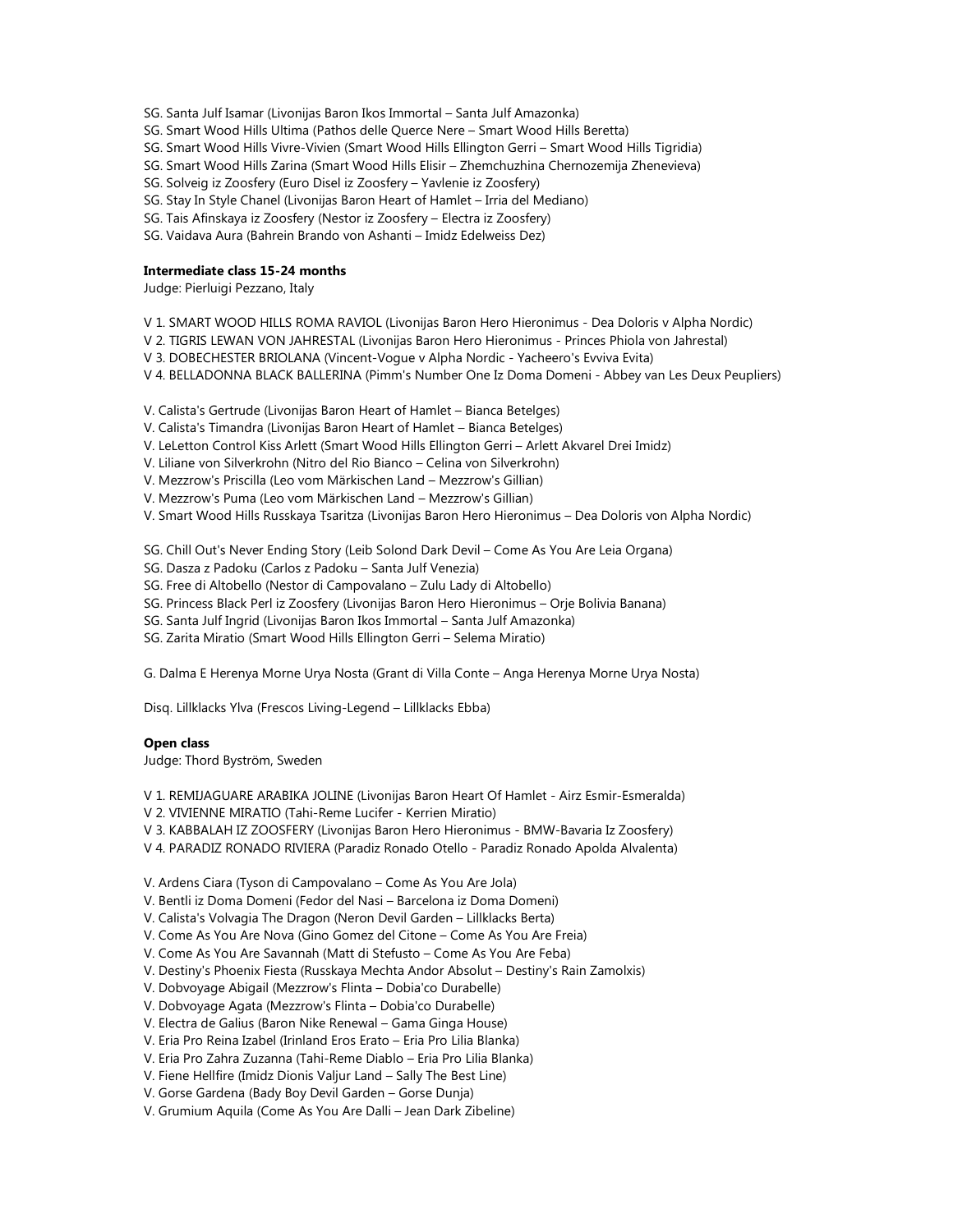SG. Santa Julf Isamar (Livonijas Baron Ikos Immortal – Santa Julf Amazonka)
SG. Smart Wood Hills Ultima (Pathos delle Querce Nere – Smart Wood Hills Beretta)
SG. Smart Wood Hills Vivre-Vivien (Smart Wood Hills Ellington Gerri – Smart Wood Hills Tigridia)
SG. Smart Wood Hills Zarina (Smart Wood Hills Elisir – Zhemchuzhina Chernozemija Zhenevieva)
SG. Solveig iz Zoosfery (Euro Disel iz Zoosfery – Yavlenie iz Zoosfery)
SG. Stay In Style Chanel (Livonijas Baron Heart of Hamlet – Irria del Mediano)
SG. Tais Afinskaya iz Zoosfery (Nestor iz Zoosfery – Electra iz Zoosfery)
SG. Vaidava Aura (Bahrein Brando von Ashanti – Imidz Edelweiss Dez)

**Intermediate class 15-24 months**
Judge: Pierluigi Pezzano, Italy

V 1. SMART WOOD HILLS ROMA RAVIOL (Livonijas Baron Hero Hieronimus - Dea Doloris v Alpha Nordic)
V 2. TIGRIS LEWAN VON JAHRESTAL (Livonijas Baron Hero Hieronimus - Princes Phiola von Jahrestal)
V 3. DOBECHESTER BRIOLANA (Vincent-Vogue v Alpha Nordic - Yacheero's Evviva Evita)
V 4. BELLADONNA BLACK BALLERINA (Pimm's Number One Iz Doma Domeni - Abbey van Les Deux Peupliers)

V. Calista's Gertrude (Livonijas Baron Heart of Hamlet – Bianca Betelges)
V. Calista's Timandra (Livonijas Baron Heart of Hamlet – Bianca Betelges)
V. LeLetton Control Kiss Arlett (Smart Wood Hills Ellington Gerri – Arlett Akvarel Drei Imidz)
V. Liliane von Silverkrohn (Nitro del Rio Bianco – Celina von Silverkrohn)
V. Mezzrow's Priscilla (Leo vom Märkischen Land – Mezzrow's Gillian)
V. Mezzrow's Puma (Leo vom Märkischen Land – Mezzrow's Gillian)
V. Smart Wood Hills Russkaya Tsaritza (Livonijas Baron Hero Hieronimus – Dea Doloris von Alpha Nordic)

SG. Chill Out's Never Ending Story (Leib Solond Dark Devil – Come As You Are Leia Organa)
SG. Dasza z Padoku (Carlos z Padoku – Santa Julf Venezia)
SG. Free di Altobello (Nestor di Campovalano – Zulu Lady di Altobello)
SG. Princess Black Perl iz Zoosfery (Livonijas Baron Hero Hieronimus – Orje Bolivia Banana)
SG. Santa Julf Ingrid (Livonijas Baron Ikos Immortal – Santa Julf Amazonka)
SG. Zarita Miratio (Smart Wood Hills Ellington Gerri – Selema Miratio)

G. Dalma E Herenya Morne Urya Nosta (Grant di Villa Conte – Anga Herenya Morne Urya Nosta)

Disq. Lillklacks Ylva (Frescos Living-Legend – Lillklacks Ebba)

**Open class**
Judge: Thord Byström, Sweden

V 1. REMIJAGUARE ARABIKA JOLINE (Livonijas Baron Heart Of Hamlet - Airz Esmir-Esmeralda)
V 2. VIVIENNE MIRATIO (Tahi-Reme Lucifer - Kerrien Miratio)
V 3. KABBALAH IZ ZOOSFERY (Livonijas Baron Hero Hieronimus - BMW-Bavaria Iz Zoosfery)
V 4. PARADIZ RONADO RIVIERA (Paradiz Ronado Otello - Paradiz Ronado Apolda Alvalenta)

V. Ardens Ciara (Tyson di Campovalano – Come As You Are Jola)
V. Bentli iz Doma Domeni (Fedor del Nasi – Barcelona iz Doma Domeni)
V. Calista's Volvagia The Dragon (Neron Devil Garden – Lillklacks Berta)
V. Come As You Are Nova (Gino Gomez del Citone – Come As You Are Freia)
V. Come As You Are Savannah (Matt di Stefusto – Come As You Are Feba)
V. Destiny's Phoenix Fiesta (Russkaya Mechta Andor Absolut – Destiny's Rain Zamolxis)
V. Dobvoyage Abigail (Mezzrow's Flinta – Dobia'co Durabelle)
V. Dobvoyage Agata (Mezzrow's Flinta – Dobia'co Durabelle)
V. Electra de Galius (Baron Nike Renewal – Gama Ginga House)
V. Eria Pro Reina Izabel (Irinland Eros Erato – Eria Pro Lilia Blanka)
V. Eria Pro Zahra Zuzanna (Tahi-Reme Diablo – Eria Pro Lilia Blanka)
V. Fiene Hellfire (Imidz Dionis Valjur Land – Sally The Best Line)
V. Gorse Gardena (Bady Boy Devil Garden – Gorse Dunja)
V. Grumium Aquila (Come As You Are Dalli – Jean Dark Zibeline)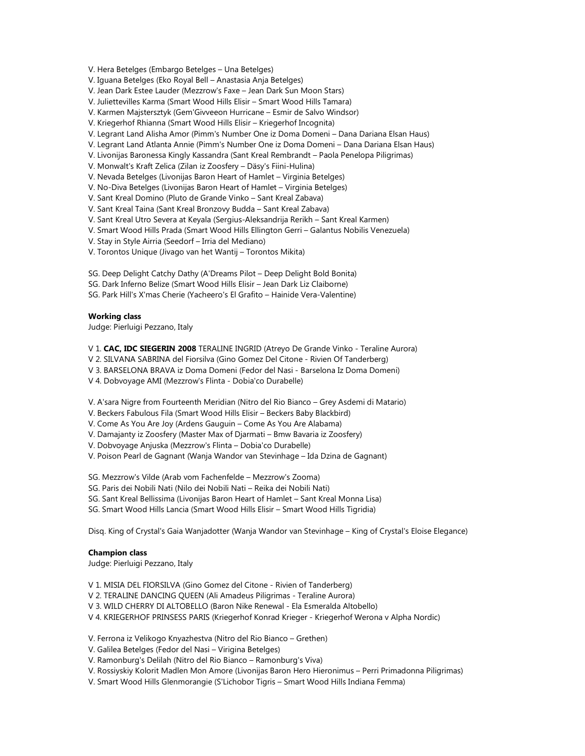V. Hera Betelges (Embargo Betelges – Una Betelges)
V. Iguana Betelges (Eko Royal Bell – Anastasia Anja Betelges)
V. Jean Dark Estee Lauder (Mezzrow's Faxe – Jean Dark Sun Moon Stars)
V. Juliettevilles Karma (Smart Wood Hills Elisir – Smart Wood Hills Tamara)
V. Karmen Majstersztyk (Gem'Givveeon Hurricane – Esmir de Salvo Windsor)
V. Kriegerhof Rhianna (Smart Wood Hills Elisir – Kriegerhof Incognita)
V. Legrant Land Alisha Amor (Pimm's Number One iz Doma Domeni – Dana Dariana Elsan Haus)
V. Legrant Land Atlanta Annie (Pimm's Number One iz Doma Domeni – Dana Dariana Elsan Haus)
V. Livonijas Baronessa Kingly Kassandra (Sant Kreal Rembrandt – Paola Penelopa Piligrimas)
V. Monwalt's Kraft Zelica (Zilan iz Zoosfery – Däsy's Fiini-Hulina)
V. Nevada Betelges (Livonijas Baron Heart of Hamlet – Virginia Betelges)
V. No-Diva Betelges (Livonijas Baron Heart of Hamlet – Virginia Betelges)
V. Sant Kreal Domino (Pluto de Grande Vinko – Sant Kreal Zabava)
V. Sant Kreal Taina (Sant Kreal Bronzovy Budda – Sant Kreal Zabava)
V. Sant Kreal Utro Severa at Keyala (Sergius-Aleksandrija Rerikh – Sant Kreal Karmen)
V. Smart Wood Hills Prada (Smart Wood Hills Ellington Gerri – Galantus Nobilis Venezuela)
V. Stay in Style Airria (Seedorf – Irria del Mediano)
V. Torontos Unique (Jivago van het Wantij – Torontos Mikita)

SG. Deep Delight Catchy Dathy (A'Dreams Pilot – Deep Delight Bold Bonita)
SG. Dark Inferno Belize (Smart Wood Hills Elisir – Jean Dark Liz Claiborne)
SG. Park Hill's X'mas Cherie (Yacheero's El Grafito – Hainide Vera-Valentine)

**Working class**
Judge: Pierluigi Pezzano, Italy

V 1. **CAC, IDC SIEGERIN 2008** TERALINE INGRID (Atreyo De Grande Vinko - Teraline Aurora)
V 2. SILVANA SABRINA del Fiorsilva (Gino Gomez Del Citone - Rivien Of Tanderberg)
V 3. BARSELONA BRAVA iz Doma Domeni (Fedor del Nasi - Barselona Iz Doma Domeni)
V 4. Dobvoyage AMI (Mezzrow's Flinta - Dobia'co Durabelle)

V. A'sara Nigre from Fourteenth Meridian (Nitro del Rio Bianco – Grey Asdemi di Matario)
V. Beckers Fabulous Fila (Smart Wood Hills Elisir – Beckers Baby Blackbird)
V. Come As You Are Joy (Ardens Gauguin – Come As You Are Alabama)
V. Damajanty iz Zoosfery (Master Max of Djarmati – Bmw Bavaria iz Zoosfery)
V. Dobvoyage Anjuska (Mezzrow's Flinta – Dobia'co Durabelle)
V. Poison Pearl de Gagnant (Wanja Wandor van Stevinhage – Ida Dzina de Gagnant)

SG. Mezzrow's Vilde (Arab vom Fachenfelde – Mezzrow's Zooma)
SG. Paris dei Nobili Nati (Nilo dei Nobili Nati – Reika dei Nobili Nati)
SG. Sant Kreal Bellissima (Livonijas Baron Heart of Hamlet – Sant Kreal Monna Lisa)
SG. Smart Wood Hills Lancia (Smart Wood Hills Elisir – Smart Wood Hills Tigridia)

Disq. King of Crystal's Gaia Wanjadotter (Wanja Wandor van Stevinhage – King of Crystal's Eloise Elegance)

**Champion class**
Judge: Pierluigi Pezzano, Italy

V 1. MISIA DEL FIORSILVA (Gino Gomez del Citone - Rivien of Tanderberg)
V 2. TERALINE DANCING QUEEN (Ali Amadeus Piligrimas - Teraline Aurora)
V 3. WILD CHERRY DI ALTOBELLO (Baron Nike Renewal - Ela Esmeralda Altobello)
V 4. KRIEGERHOF PRINSESS PARIS (Kriegerhof Konrad Krieger - Kriegerhof Werona v Alpha Nordic)

V. Ferrona iz Velikogo Knyazhestva (Nitro del Rio Bianco – Grethen)
V. Galilea Betelges (Fedor del Nasi – Virigina Betelges)
V. Ramonburg's Delilah (Nitro del Rio Bianco – Ramonburg's Viva)
V. Rossiyskiy Kolorit Madlen Mon Amore (Livonijas Baron Hero Hieronimus – Perri Primadonna Piligrimas)
V. Smart Wood Hills Glenmorangie (S'Lichobor Tigris – Smart Wood Hills Indiana Femma)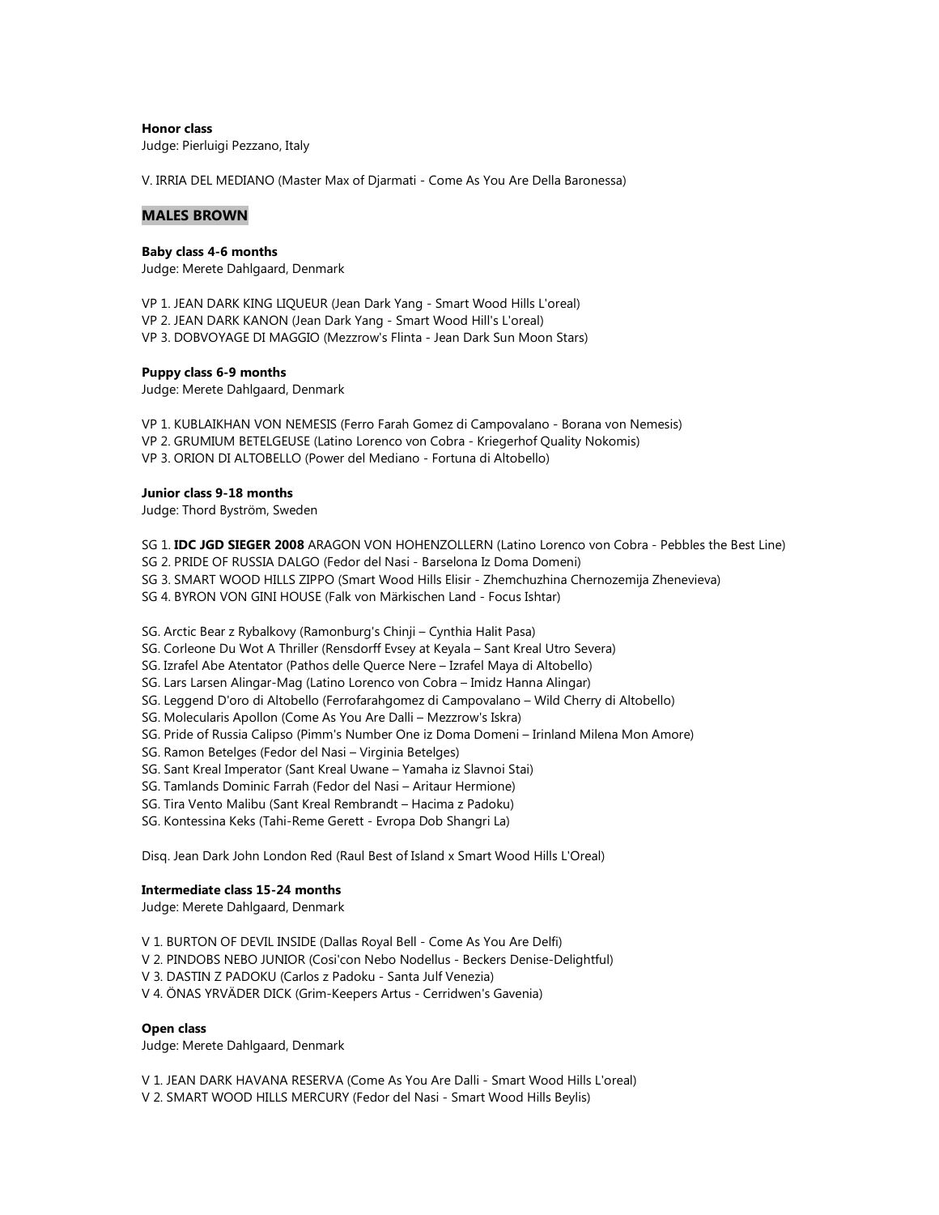**Honor class**
Judge: Pierluigi Pezzano, Italy

V. IRRIA DEL MEDIANO (Master Max of Djarmati - Come As You Are Della Baronessa)

## MALES BROWN

**Baby class 4-6 months**
Judge: Merete Dahlgaard, Denmark

VP 1. JEAN DARK KING LIQUEUR (Jean Dark Yang - Smart Wood Hills L'oreal)
VP 2. JEAN DARK KANON (Jean Dark Yang - Smart Wood Hill's L'oreal)
VP 3. DOBVOYAGE DI MAGGIO (Mezzrow's Flinta - Jean Dark Sun Moon Stars)

**Puppy class 6-9 months**
Judge: Merete Dahlgaard, Denmark

VP 1. KUBLAIKHAN VON NEMESIS (Ferro Farah Gomez di Campovalano - Borana von Nemesis)
VP 2. GRUMIUM BETELGEUSE (Latino Lorenco von Cobra - Kriegerhof Quality Nokomis)
VP 3. ORION DI ALTOBELLO (Power del Mediano - Fortuna di Altobello)

**Junior class 9-18 months**
Judge: Thord Byström, Sweden

SG 1. **IDC JGD SIEGER 2008** ARAGON VON HOHENZOLLERN (Latino Lorenco von Cobra - Pebbles the Best Line)
SG 2. PRIDE OF RUSSIA DALGO (Fedor del Nasi - Barselona Iz Doma Domeni)
SG 3. SMART WOOD HILLS ZIPPO (Smart Wood Hills Elisir - Zhemchuzhina Chernozemija Zhenevieva)
SG 4. BYRON VON GINI HOUSE (Falk von Märkischen Land - Focus Ishtar)

SG. Arctic Bear z Rybalkovy (Ramonburg's Chinji – Cynthia Halit Pasa)
SG. Corleone Du Wot A Thriller (Rensdorff Evsey at Keyala – Sant Kreal Utro Severa)
SG. Izrafel Abe Atentator (Pathos delle Querce Nere – Izrafel Maya di Altobello)
SG. Lars Larsen Alingar-Mag (Latino Lorenco von Cobra – Imidz Hanna Alingar)
SG. Leggend D'oro di Altobello (Ferrofarahgomez di Campovalano – Wild Cherry di Altobello)
SG. Molecularis Apollon (Come As You Are Dalli – Mezzrow's Iskra)
SG. Pride of Russia Calipso (Pimm's Number One iz Doma Domeni – Irinland Milena Mon Amore)
SG. Ramon Betelges (Fedor del Nasi – Virginia Betelges)
SG. Sant Kreal Imperator (Sant Kreal Uwane – Yamaha iz Slavnoi Stai)
SG. Tamlands Dominic Farrah (Fedor del Nasi – Aritaur Hermione)
SG. Tira Vento Malibu (Sant Kreal Rembrandt – Hacima z Padoku)
SG. Kontessina Keks (Tahi-Reme Gerett - Evropa Dob Shangri La)

Disq. Jean Dark John London Red (Raul Best of Island x Smart Wood Hills L'Oreal)

**Intermediate class 15-24 months**
Judge: Merete Dahlgaard, Denmark

V 1. BURTON OF DEVIL INSIDE (Dallas Royal Bell - Come As You Are Delfi)
V 2. PINDOBS NEBO JUNIOR (Cosi'con Nebo Nodellus - Beckers Denise-Delightful)
V 3. DASTIN Z PADOKU (Carlos z Padoku - Santa Julf Venezia)
V 4. ÖNAS YRVÄDER DICK (Grim-Keepers Artus - Cerridwen's Gavenia)

**Open class**
Judge: Merete Dahlgaard, Denmark

V 1. JEAN DARK HAVANA RESERVA (Come As You Are Dalli - Smart Wood Hills L'oreal)
V 2. SMART WOOD HILLS MERCURY (Fedor del Nasi - Smart Wood Hills Beylis)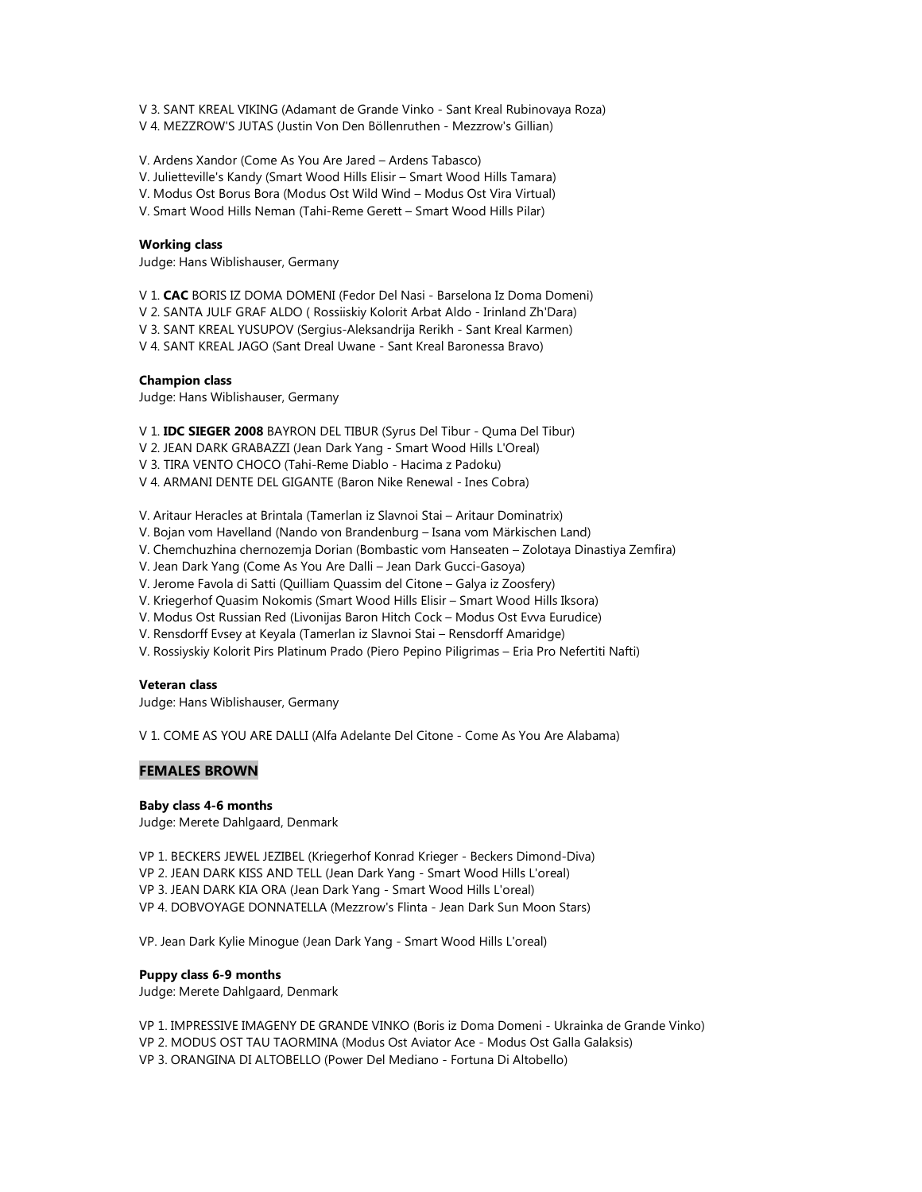V 3. SANT KREAL VIKING (Adamant de Grande Vinko - Sant Kreal Rubinovaya Roza)
V 4. MEZZROW'S JUTAS (Justin Von Den Böllenruthen - Mezzrow's Gillian)

V. Ardens Xandor (Come As You Are Jared – Ardens Tabasco)
V. Julietteville's Kandy (Smart Wood Hills Elisir – Smart Wood Hills Tamara)
V. Modus Ost Borus Bora (Modus Ost Wild Wind – Modus Ost Vira Virtual)
V. Smart Wood Hills Neman (Tahi-Reme Gerett – Smart Wood Hills Pilar)

**Working class**
Judge: Hans Wiblishauser, Germany

V 1. **CAC** BORIS IZ DOMA DOMENI (Fedor Del Nasi - Barselona Iz Doma Domeni)
V 2. SANTA JULF GRAF ALDO ( Rossiiskiy Kolorit Arbat Aldo - Irinland Zh'Dara)
V 3. SANT KREAL YUSUPOV (Sergius-Aleksandrija Rerikh - Sant Kreal Karmen)
V 4. SANT KREAL JAGO (Sant Dreal Uwane - Sant Kreal Baronessa Bravo)

**Champion class**
Judge: Hans Wiblishauser, Germany

V 1. **IDC SIEGER 2008** BAYRON DEL TIBUR (Syrus Del Tibur - Quma Del Tibur)
V 2. JEAN DARK GRABAZZI (Jean Dark Yang - Smart Wood Hills L'Oreal)
V 3. TIRA VENTO CHOCO (Tahi-Reme Diablo - Hacima z Padoku)
V 4. ARMANI DENTE DEL GIGANTE (Baron Nike Renewal - Ines Cobra)

V. Aritaur Heracles at Brintala (Tamerlan iz Slavnoi Stai – Aritaur Dominatrix)
V. Bojan vom Havelland (Nando von Brandenburg – Isana vom Märkischen Land)
V. Chemchuzhina chernozemja Dorian (Bombastic vom Hanseaten – Zolotaya Dinastiya Zemfira)
V. Jean Dark Yang (Come As You Are Dalli – Jean Dark Gucci-Gasoya)
V. Jerome Favola di Satti (Quilliam Quassim del Citone – Galya iz Zoosfery)
V. Kriegerhof Quasim Nokomis (Smart Wood Hills Elisir – Smart Wood Hills Iksora)
V. Modus Ost Russian Red (Livonijas Baron Hitch Cock – Modus Ost Evva Eurudice)
V. Rensdorff Evsey at Keyala (Tamerlan iz Slavnoi Stai – Rensdorff Amaridge)
V. Rossiyskiy Kolorit Pirs Platinum Prado (Piero Pepino Piligrimas – Eria Pro Nefertiti Nafti)

**Veteran class**
Judge: Hans Wiblishauser, Germany

V 1. COME AS YOU ARE DALLI (Alfa Adelante Del Citone - Come As You Are Alabama)

## FEMALES BROWN

**Baby class 4-6 months**
Judge: Merete Dahlgaard, Denmark

VP 1. BECKERS JEWEL JEZIBEL (Kriegerhof Konrad Krieger - Beckers Dimond-Diva)
VP 2. JEAN DARK KISS AND TELL (Jean Dark Yang - Smart Wood Hills L'oreal)
VP 3. JEAN DARK KIA ORA (Jean Dark Yang - Smart Wood Hills L'oreal)
VP 4. DOBVOYAGE DONNATELLA (Mezzrow's Flinta - Jean Dark Sun Moon Stars)

VP. Jean Dark Kylie Minogue (Jean Dark Yang - Smart Wood Hills L'oreal)

**Puppy class 6-9 months**
Judge: Merete Dahlgaard, Denmark

VP 1. IMPRESSIVE IMAGENY DE GRANDE VINKO (Boris iz Doma Domeni - Ukrainka de Grande Vinko)
VP 2. MODUS OST TAU TAORMINA (Modus Ost Aviator Ace - Modus Ost Galla Galaksis)
VP 3. ORANGINA DI ALTOBELLO (Power Del Mediano - Fortuna Di Altobello)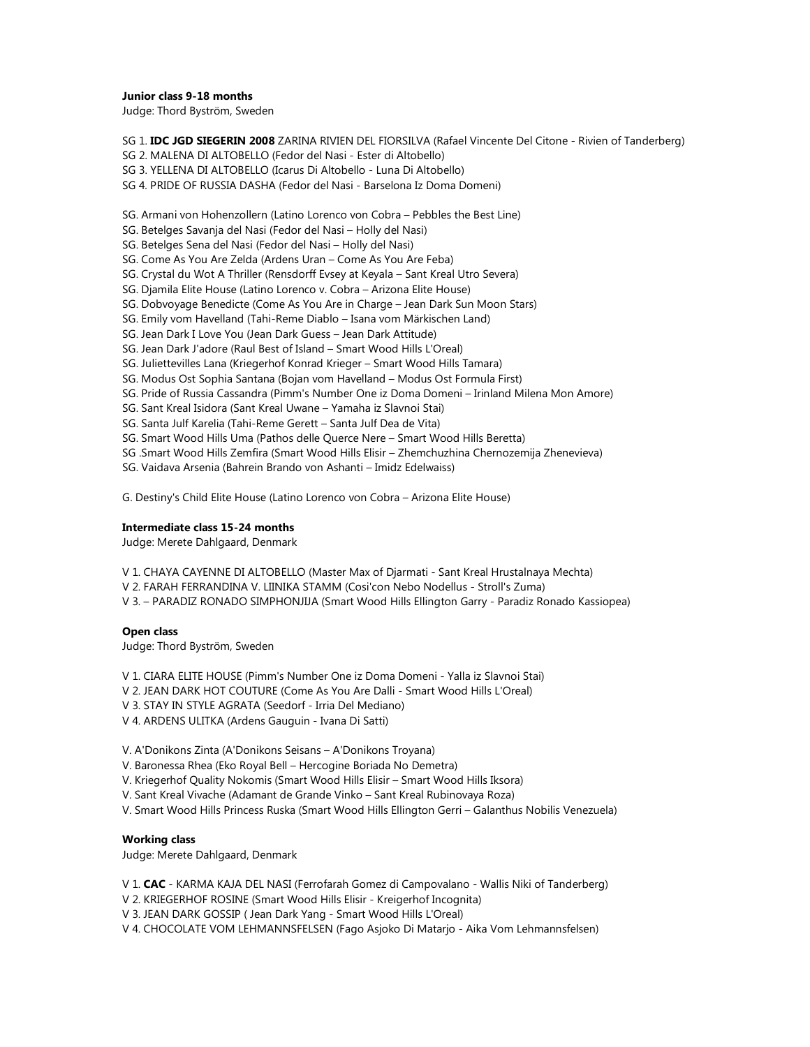**Junior class 9-18 months**
Judge: Thord Byström, Sweden

SG 1. **IDC JGD SIEGERIN 2008** ZARINA RIVIEN DEL FIORSILVA (Rafael Vincente Del Citone - Rivien of Tanderberg)
SG 2. MALENA DI ALTOBELLO (Fedor del Nasi - Ester di Altobello)
SG 3. YELLENA DI ALTOBELLO (Icarus Di Altobello - Luna Di Altobello)
SG 4. PRIDE OF RUSSIA DASHA (Fedor del Nasi - Barselona Iz Doma Domeni)

SG. Armani von Hohenzollern (Latino Lorenco von Cobra – Pebbles the Best Line)
SG. Betelges Savanja del Nasi (Fedor del Nasi – Holly del Nasi)
SG. Betelges Sena del Nasi (Fedor del Nasi – Holly del Nasi)
SG. Come As You Are Zelda (Ardens Uran – Come As You Are Feba)
SG. Crystal du Wot A Thriller (Rensdorff Evsey at Keyala – Sant Kreal Utro Severa)
SG. Djamila Elite House (Latino Lorenco v. Cobra – Arizona Elite House)
SG. Dobvoyage Benedicte (Come As You Are in Charge – Jean Dark Sun Moon Stars)
SG. Emily vom Havelland (Tahi-Reme Diablo – Isana vom Märkischen Land)
SG. Jean Dark I Love You (Jean Dark Guess – Jean Dark Attitude)
SG. Jean Dark J'adore (Raul Best of Island – Smart Wood Hills L'Oreal)
SG. Juliettevilles Lana (Kriegerhof Konrad Krieger – Smart Wood Hills Tamara)
SG. Modus Ost Sophia Santana (Bojan vom Havelland – Modus Ost Formula First)
SG. Pride of Russia Cassandra (Pimm's Number One iz Doma Domeni – Irinland Milena Mon Amore)
SG. Sant Kreal Isidora (Sant Kreal Uwane – Yamaha iz Slavnoi Stai)
SG. Santa Julf Karelia (Tahi-Reme Gerett – Santa Julf Dea de Vita)
SG. Smart Wood Hills Uma (Pathos delle Querce Nere – Smart Wood Hills Beretta)
SG .Smart Wood Hills Zemfira (Smart Wood Hills Elisir – Zhemchuzhina Chernozemija Zhenevieva)
SG. Vaidava Arsenia (Bahrein Brando von Ashanti – Imidz Edelwaiss)

G. Destiny's Child Elite House (Latino Lorenco von Cobra – Arizona Elite House)

**Intermediate class 15-24 months**
Judge: Merete Dahlgaard, Denmark

V 1. CHAYA CAYENNE DI ALTOBELLO (Master Max of Djarmati - Sant Kreal Hrustalnaya Mechta)
V 2. FARAH FERRANDINA V. LIINIKA STAMM (Cosi'con Nebo Nodellus - Stroll's Zuma)
V 3. – PARADIZ RONADO SIMPHONJIJA (Smart Wood Hills Ellington Garry - Paradiz Ronado Kassiopea)

**Open class**
Judge: Thord Byström, Sweden

V 1. CIARA ELITE HOUSE (Pimm's Number One iz Doma Domeni - Yalla iz Slavnoi Stai)
V 2. JEAN DARK HOT COUTURE (Come As You Are Dalli - Smart Wood Hills L'Oreal)
V 3. STAY IN STYLE AGRATA (Seedorf - Irria Del Mediano)
V 4. ARDENS ULITKA (Ardens Gauguin - Ivana Di Satti)

V. A'Donikons Zinta (A'Donikons Seisans – A'Donikons Troyana)
V. Baronessa Rhea (Eko Royal Bell – Hercogine Boriada No Demetra)
V. Kriegerhof Quality Nokomis (Smart Wood Hills Elisir – Smart Wood Hills Iksora)
V. Sant Kreal Vivache (Adamant de Grande Vinko – Sant Kreal Rubinovaya Roza)
V. Smart Wood Hills Princess Ruska (Smart Wood Hills Ellington Gerri – Galanthus Nobilis Venezuela)

**Working class**
Judge: Merete Dahlgaard, Denmark

V 1. **CAC** - KARMA KAJA DEL NASI (Ferrofarah Gomez di Campovalano - Wallis Niki of Tanderberg)
V 2. KRIEGERHOF ROSINE (Smart Wood Hills Elisir - Kreigerhof Incognita)
V 3. JEAN DARK GOSSIP ( Jean Dark Yang - Smart Wood Hills L'Oreal)
V 4. CHOCOLATE VOM LEHMANNSFELSEN (Fago Asjoko Di Matarjo - Aika Vom Lehmannsfelsen)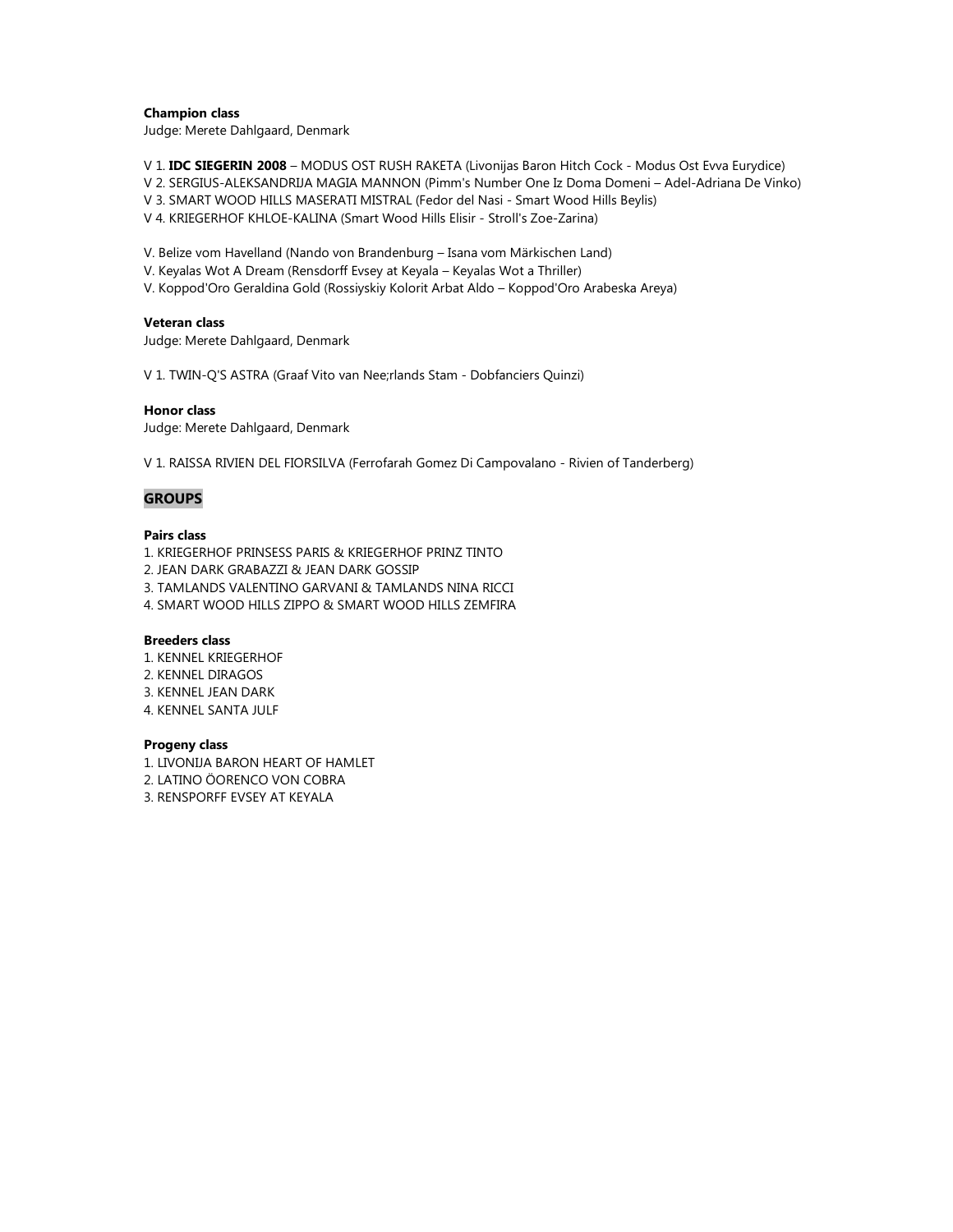**Champion class**
Judge: Merete Dahlgaard, Denmark

V 1. **IDC SIEGERIN 2008** – MODUS OST RUSH RAKETA (Livonijas Baron Hitch Cock - Modus Ost Evva Eurydice)
V 2. SERGIUS-ALEKSANDRIJA MAGIA MANNON (Pimm's Number One Iz Doma Domeni – Adel-Adriana De Vinko)
V 3. SMART WOOD HILLS MASERATI MISTRAL (Fedor del Nasi - Smart Wood Hills Beylis)
V 4. KRIEGERHOF KHLOE-KALINA (Smart Wood Hills Elisir - Stroll's Zoe-Zarina)

V. Belize vom Havelland (Nando von Brandenburg – Isana vom Märkischen Land)
V. Keyalas Wot A Dream (Rensdorff Evsey at Keyala – Keyalas Wot a Thriller)
V. Koppod'Oro Geraldina Gold (Rossiyskiy Kolorit Arbat Aldo – Koppod'Oro Arabeska Areya)

**Veteran class**
Judge: Merete Dahlgaard, Denmark

V 1. TWIN-Q'S ASTRA (Graaf Vito van Nee;rlands Stam - Dobfanciers Quinzi)

**Honor class**
Judge: Merete Dahlgaard, Denmark

V 1. RAISSA RIVIEN DEL FIORSILVA (Ferrofarah Gomez Di Campovalano - Rivien of Tanderberg)

## GROUPS

**Pairs class**
1. KRIEGERHOF PRINSESS PARIS & KRIEGERHOF PRINZ TINTO
2. JEAN DARK GRABAZZI & JEAN DARK GOSSIP
3. TAMLANDS VALENTINO GARVANI & TAMLANDS NINA RICCI
4. SMART WOOD HILLS ZIPPO & SMART WOOD HILLS ZEMFIRA

**Breeders class**
1. KENNEL KRIEGERHOF
2. KENNEL DIRAGOS
3. KENNEL JEAN DARK
4. KENNEL SANTA JULF

**Progeny class**
1. LIVONIJA BARON HEART OF HAMLET
2. LATINO ÖORENCO VON COBRA
3. RENSPORFF EVSEY AT KEYALA